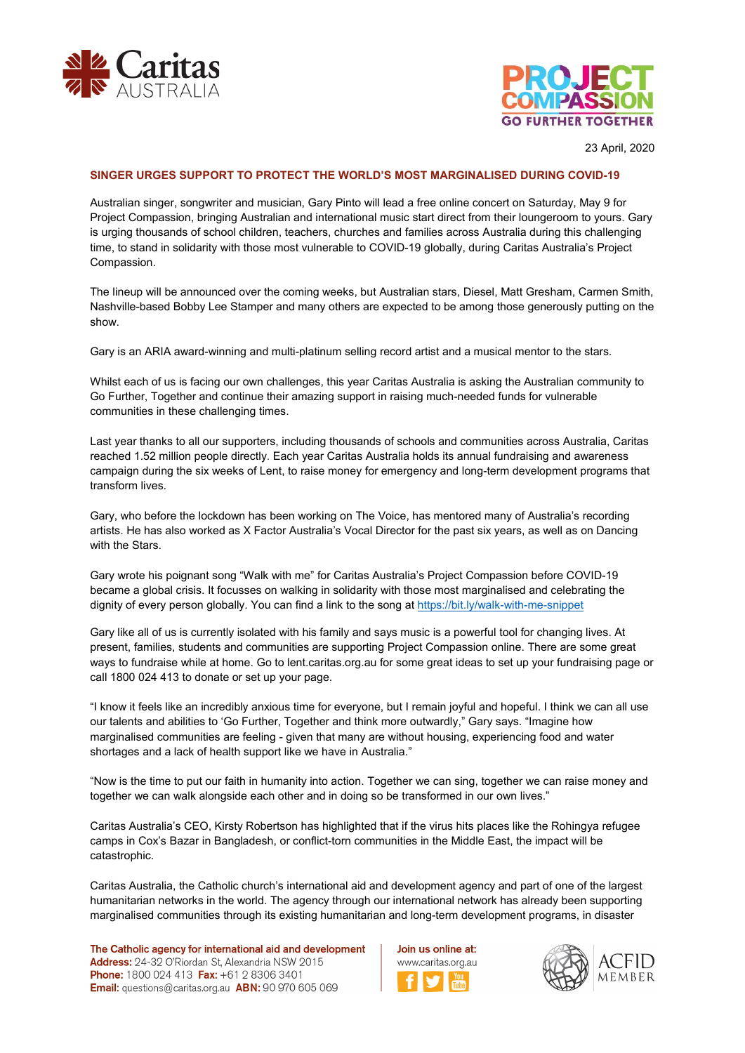23 April, 2020

## SINGER URGES SUPPORT TO PROTECT THE WORLD'S MOST MARGINALISED DURING COVID-19

Australian singer, songwriter and musician, Gary Pinto will lead a free online concert on Saturday, May 9 for Project Compassion, bringing Australian and international music start direct from their loungeroom to yours. Gary is urging thousands of school children, teachers, churches and families across Australia during this challenging time, to stand in solidarity with those most vulnerable to COVID-19 globally, during Caritas Australia's Project Compassion.

The lineup will be announced over the coming weeks, but Australian stars, Diesel, Matt Gresham, Carmen Smith, Nashville-based Bobby Lee Stamper and many others are expected to be among those generously putting on the show.

Gary is an ARIA award-winning and multi-platinum selling record artist and a musical mentor to the stars.

Whilst each of us is facing our own challenges, this year Caritas Australia is asking the Australian community to Go Further, Together and continue their amazing support in raising much-needed funds for vulnerable communities in these challenging times.

Last year thanks to all our supporters, including thousands of schools and communities across Australia, Caritas reached 1.52 million people directly. Each year Caritas Australia holds its annual fundraising and awareness campaign during the six weeks of Lent, to raise money for emergency and long-term development programs that transform lives.

Gary, who before the lockdown has been working on The Voice, has mentored many of Australia's recording artists. He has also worked as X Factor Australia's Vocal Director for the past six years, as well as on Dancing with the Stars.

Gary wrote his poignant song "Walk with me" for Caritas Australia's Project Compassion before COVID-19 became a global crisis. It focusses on walking in solidarity with those most marginalised and celebrating the dignity of every person globally. You can find a link to the song at https://bit.ly/walk-with-me-snippet

Gary like all of us is currently isolated with his family and says music is a powerful tool for changing lives. At present, families, students and communities are supporting Project Compassion online. There are some great ways to fundraise while at home. Go to lent.caritas.org.au for some great ideas to set up your fundraising page or call 1800 024 413 to donate or set up your page.

"I know it feels like an incredibly anxious time for everyone, but I remain joyful and hopeful. I think we can all use our talents and abilities to 'Go Further, Together and think more outwardly," Gary says. "Imagine how marginalised communities are feeling - given that many are without housing, experiencing food and water shortages and a lack of health support like we have in Australia."

"Now is the time to put our faith in humanity into action. Together we can sing, together we can raise money and together we can walk alongside each other and in doing so be transformed in our own lives."

Caritas Australia's CEO, Kirsty Robertson has highlighted that if the virus hits places like the Rohingya refugee camps in Cox's Bazar in Bangladesh, or conflict-torn communities in the Middle East, the impact will be catastrophic.

Caritas Australia, the Catholic church's international aid and development agency and part of one of the largest humanitarian networks in the world. The agency through our international network has already been supporting marginalised communities through its existing humanitarian and long-term development programs, in disaster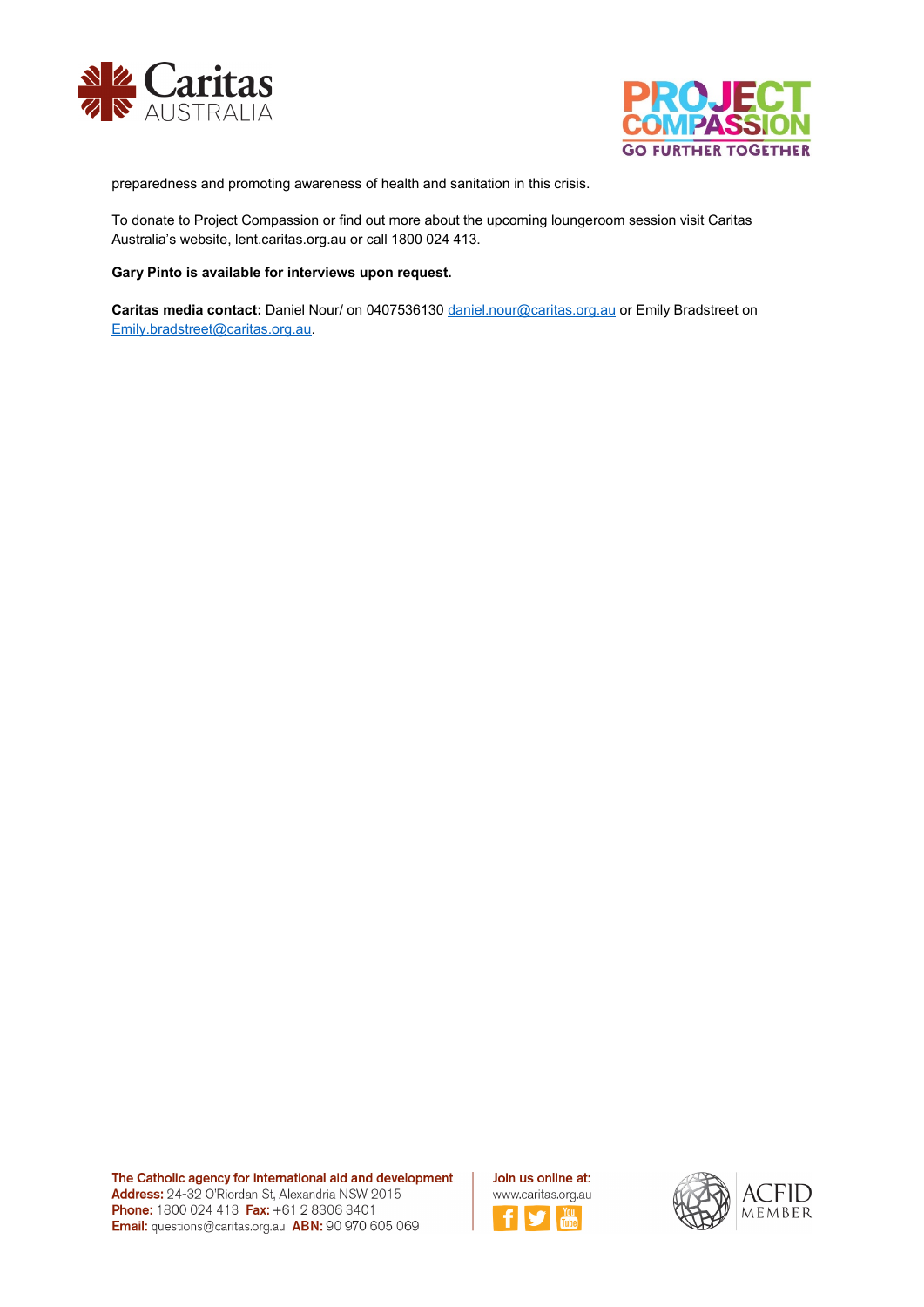preparedness and promoting awareness of health and sanitation in this crisis.

To donate to Project Compassion or find out more about the upcoming loungeroom session visit Caritas Australia's website, lent.caritas.org.au or call 1800 024 413.

**Gary Pinto is available for interviews upon request.**

**Caritas media contact:** Daniel Nour/ on 0407536130 daniel.nour@caritas.org.au or Emily Bradstreet on Emily.bradstreet@caritas.org.au.